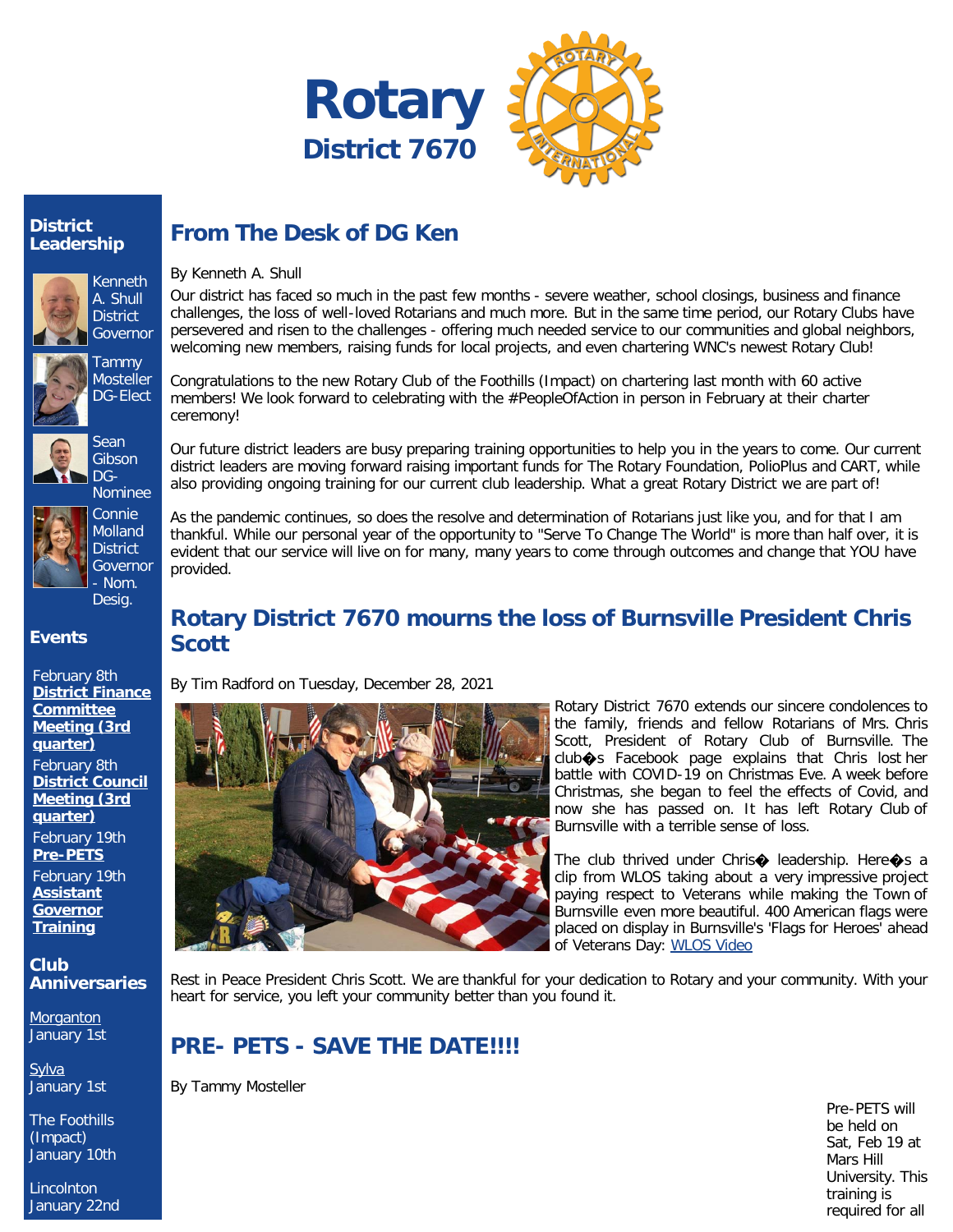# Rotary District 7670

## District Leadership

Kenneth A. Shull District Governor

Tammy Mosteller DG-Elect

Sean Gibson DG-Nominee

Connie Molland District Governor - Nom. Desig.

## Events

February 8th **District Finance Committee Meeting (3rd quarter)**

February 8th **District Council Meeting (3rd quarter)**

February 19th **Pre-PETS**

February 19th **Assistant Governor Training**

## Club Anniversaries

Morganton January 1st

Sylva January 1st

The Foothills (Impact) January 10th

Lincolnton January 22nd

## From The Desk of DG Ken

By Kenneth A. Shull

Our district has faced so much in the past few months - severe weather, school closings, business and finance challenges, the loss of well-loved Rotarians and much more. But in the same time period, our Rotary Clubs have persevered and risen to the challenges - offering much needed service to our communities and global neighbors, welcoming new members, raising funds for local projects, and even chartering WNC's newest Rotary Club!

Congratulations to the new Rotary Club of the Foothills (Impact) on chartering last month with 60 active members! We look forward to celebrating with the #PeopleOfAction in person in February at their charter ceremony!

Our future district leaders are busy preparing training opportunities to help you in the years to come. Our current district leaders are moving forward raising important funds for The Rotary Foundation, PolioPlus and CART, while also providing ongoing training for our current club leadership. What a great Rotary District we are part of!

As the pandemic continues, so does the resolve and determination of Rotarians just like you, and for that I am thankful. While our personal year of the opportunity to "Serve To Change The World" is more than half over, it is evident that our service will live on for many, many years to come through outcomes and change that YOU have provided.

## Rotary District 7670 mourns the loss of Burnsville President Chris Scott

By Tim Radford on Tuesday, December 28, 2021

Rotary District 7670 extends our sincere condolences to the family, friends and fellow Rotarians of Mrs. Chris Scott, President of Rotary Club of Burnsville. The club�s Facebook page explains that Chris lost her battle with COVID-19 on Christmas Eve. A week before Christmas, she began to feel the effects of Covid, and now she has passed on. It has left Rotary Club of Burnsville with a terrible sense of loss.

The club thrived under Chris� leadership. Here�s a clip from WLOS taking about a very impressive project paying respect to Veterans while making the Town of Burnsville even more beautiful. 400 American flags were placed on display in Burnsville's 'Flags for Heroes' ahead of Veterans Day: WLOS Video

Rest in Peace President Chris Scott. We are thankful for your dedication to Rotary and your community. With your heart for service, you left your community better than you found it.

## PRE- PETS - SAVE THE DATE!!!!

By Tammy Mosteller

Pre-PETS will be held on Sat, Feb 19 at Mars Hill University. This training is required for all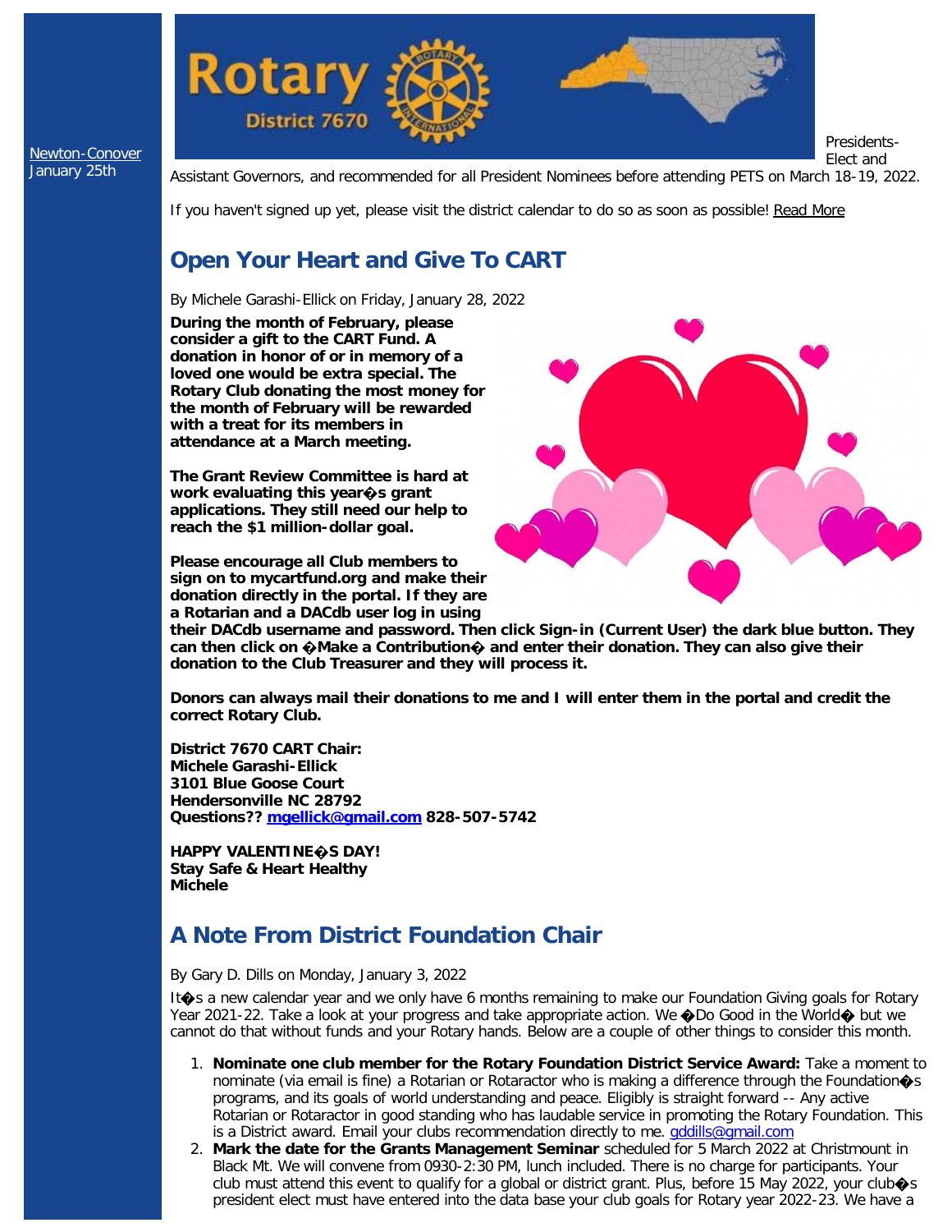[Newton-Conover](#)
January 25th

Presidents-Elect and Assistant Governors, and recommended for all President Nominees before attending PETS on March 18-19, 2022.

If you haven't signed up yet, please visit the district calendar to do so as soon as possible! [Read More](#)

## Open Your Heart and Give To CART

By Michele Garashi-Ellick on Friday, January 28, 2022

**During the month of February, please consider a gift to the CART Fund. A donation in honor of or in memory of a loved one would be extra special. The Rotary Club donating the most money for the month of February will be rewarded with a treat for its members in attendance at a March meeting.**

**The Grant Review Committee is hard at work evaluating this year�s grant applications. They still need our help to reach the $1 million-dollar goal.**

**Please encourage all Club members to sign on to mycartfund.org and make their donation directly in the portal. If they are a Rotarian and a DACdb user log in using their DACdb username and password. Then click Sign-in (Current User) the dark blue button. They can then click on �Make a Contribution� and enter their donation. They can also give their donation to the Club Treasurer and they will process it.**

**Donors can always mail their donations to me and I will enter them in the portal and credit the correct Rotary Club.**

**District 7670 CART Chair:**
**Michele Garashi-Ellick**
**3101 Blue Goose Court**
**Hendersonville NC 28792**
**Questions?? [mgellick@gmail.com](mailto:mgellick@gmail.com) 828-507-5742**

**HAPPY VALENTINE�S DAY!**
**Stay Safe & Heart Healthy**
**Michele**

## A Note From District Foundation Chair

By Gary D. Dills on Monday, January 3, 2022

It�s a new calendar year and we only have 6 months remaining to make our Foundation Giving goals for Rotary Year 2021-22. Take a look at your progress and take appropriate action. We �Do Good in the World� but we cannot do that without funds and your Rotary hands. Below are a couple of other things to consider this month.

1. **Nominate one club member for the Rotary Foundation District Service Award:** Take a moment to nominate (via email is fine) a Rotarian or Rotaractor who is making a difference through the Foundation�s programs, and its goals of world understanding and peace. Eligibly is straight forward -- Any active Rotarian or Rotaractor in good standing who has laudable service in promoting the Rotary Foundation. This is a District award. Email your clubs recommendation directly to me. [gddills@gmail.com](mailto:gddills@gmail.com)
2. **Mark the date for the Grants Management Seminar** scheduled for 5 March 2022 at Christmount in Black Mt. We will convene from 0930-2:30 PM, lunch included. There is no charge for participants. Your club must attend this event to qualify for a global or district grant. Plus, before 15 May 2022, your club�s president elect must have entered into the data base your club goals for Rotary year 2022-23. We have a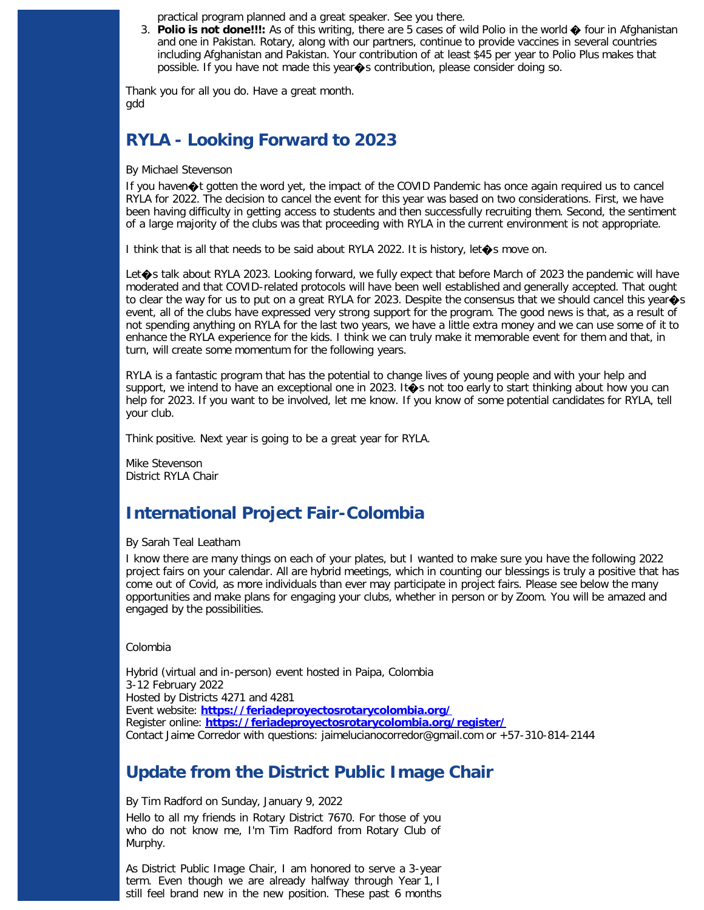practical program planned and a great speaker. See you there.

3. **Polio is not done!!!:** As of this writing, there are 5 cases of wild Polio in the world � four in Afghanistan and one in Pakistan. Rotary, along with our partners, continue to provide vaccines in several countries including Afghanistan and Pakistan. Your contribution of at least $45 per year to Polio Plus makes that possible. If you have not made this year�s contribution, please consider doing so.

Thank you for all you do. Have a great month.
gdd

## RYLA - Looking Forward to 2023

By Michael Stevenson

If you haven�t gotten the word yet, the impact of the COVID Pandemic has once again required us to cancel RYLA for 2022. The decision to cancel the event for this year was based on two considerations. First, we have been having difficulty in getting access to students and then successfully recruiting them. Second, the sentiment of a large majority of the clubs was that proceeding with RYLA in the current environment is not appropriate.

I think that is all that needs to be said about RYLA 2022. It is history, let�s move on.

Let�s talk about RYLA 2023. Looking forward, we fully expect that before March of 2023 the pandemic will have moderated and that COVID-related protocols will have been well established and generally accepted. That ought to clear the way for us to put on a great RYLA for 2023. Despite the consensus that we should cancel this year�s event, all of the clubs have expressed very strong support for the program. The good news is that, as a result of not spending anything on RYLA for the last two years, we have a little extra money and we can use some of it to enhance the RYLA experience for the kids. I think we can truly make it memorable event for them and that, in turn, will create some momentum for the following years.

RYLA is a fantastic program that has the potential to change lives of young people and with your help and support, we intend to have an exceptional one in 2023. It�s not too early to start thinking about how you can help for 2023. If you want to be involved, let me know. If you know of some potential candidates for RYLA, tell your club.

Think positive. Next year is going to be a great year for RYLA.

Mike Stevenson
District RYLA Chair

## International Project Fair-Colombia

By Sarah Teal Leatham

I know there are many things on each of your plates, but I wanted to make sure you have the following 2022 project fairs on your calendar. All are hybrid meetings, which in counting our blessings is truly a positive that has come out of Covid, as more individuals than ever may participate in project fairs. Please see below the many opportunities and make plans for engaging your clubs, whether in person or by Zoom. You will be amazed and engaged by the possibilities.

Colombia

Hybrid (virtual and in-person) event hosted in Paipa, Colombia
3-12 February 2022
Hosted by Districts 4271 and 4281
Event website: **https://feriadeproyectosrotarycolombia.org/**
Register online: **https://feriadeproyectosrotarycolombia.org/register/**
Contact Jaime Corredor with questions: jaimelucianocorredor@gmail.com or +57-310-814-2144

## Update from the District Public Image Chair

By Tim Radford on Sunday, January 9, 2022

Hello to all my friends in Rotary District 7670. For those of you who do not know me, I'm Tim Radford from Rotary Club of Murphy.

As District Public Image Chair, I am honored to serve a 3-year term. Even though we are already halfway through Year 1, I still feel brand new in the new position. These past 6 months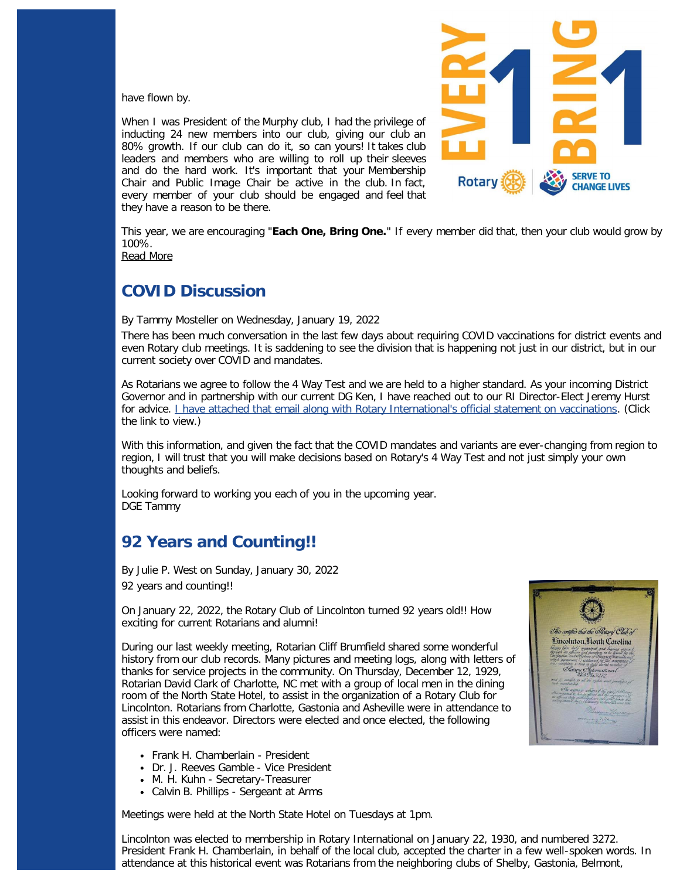have flown by.

When I was President of the Murphy club, I had the privilege of inducting 24 new members into our club, giving our club an 80% growth. If our club can do it, so can yours! It takes club leaders and members who are willing to roll up their sleeves and do the hard work. It's important that your Membership Chair and Public Image Chair be active in the club. In fact, every member of your club should be engaged and feel that they have a reason to be there.

This year, we are encouraging "**Each One, Bring One.**" If every member did that, then your club would grow by 100%.
Read More

## COVID Discussion

By Tammy Mosteller on Wednesday, January 19, 2022

There has been much conversation in the last few days about requiring COVID vaccinations for district events and even Rotary club meetings. It is saddening to see the division that is happening not just in our district, but in our current society over COVID and mandates.

As Rotarians we agree to follow the 4 Way Test and we are held to a higher standard. As your incoming District Governor and in partnership with our current DG Ken, I have reached out to our RI Director-Elect Jeremy Hurst for advice. I have attached that email along with Rotary International's official statement on vaccinations. (Click the link to view.)

With this information, and given the fact that the COVID mandates and variants are ever-changing from region to region, I will trust that you will make decisions based on Rotary's 4 Way Test and not just simply your own thoughts and beliefs.

Looking forward to working you each of you in the upcoming year.
DGE Tammy

## 92 Years and Counting!!

By Julie P. West on Sunday, January 30, 2022

92 years and counting!!

On January 22, 2022, the Rotary Club of Lincolnton turned 92 years old!! How exciting for current Rotarians and alumni!

During our last weekly meeting, Rotarian Cliff Brumfield shared some wonderful history from our club records. Many pictures and meeting logs, along with letters of thanks for service projects in the community. On Thursday, December 12, 1929, Rotarian David Clark of Charlotte, NC met with a group of local men in the dining room of the North State Hotel, to assist in the organization of a Rotary Club for Lincolnton. Rotarians from Charlotte, Gastonia and Asheville were in attendance to assist in this endeavor. Directors were elected and once elected, the following officers were named:

- Frank H. Chamberlain - President
- Dr. J. Reeves Gamble - Vice President
- M. H. Kuhn - Secretary-Treasurer
- Calvin B. Phillips - Sergeant at Arms

Meetings were held at the North State Hotel on Tuesdays at 1pm.

Lincolnton was elected to membership in Rotary International on January 22, 1930, and numbered 3272. President Frank H. Chamberlain, in behalf of the local club, accepted the charter in a few well-spoken words. In attendance at this historical event was Rotarians from the neighboring clubs of Shelby, Gastonia, Belmont,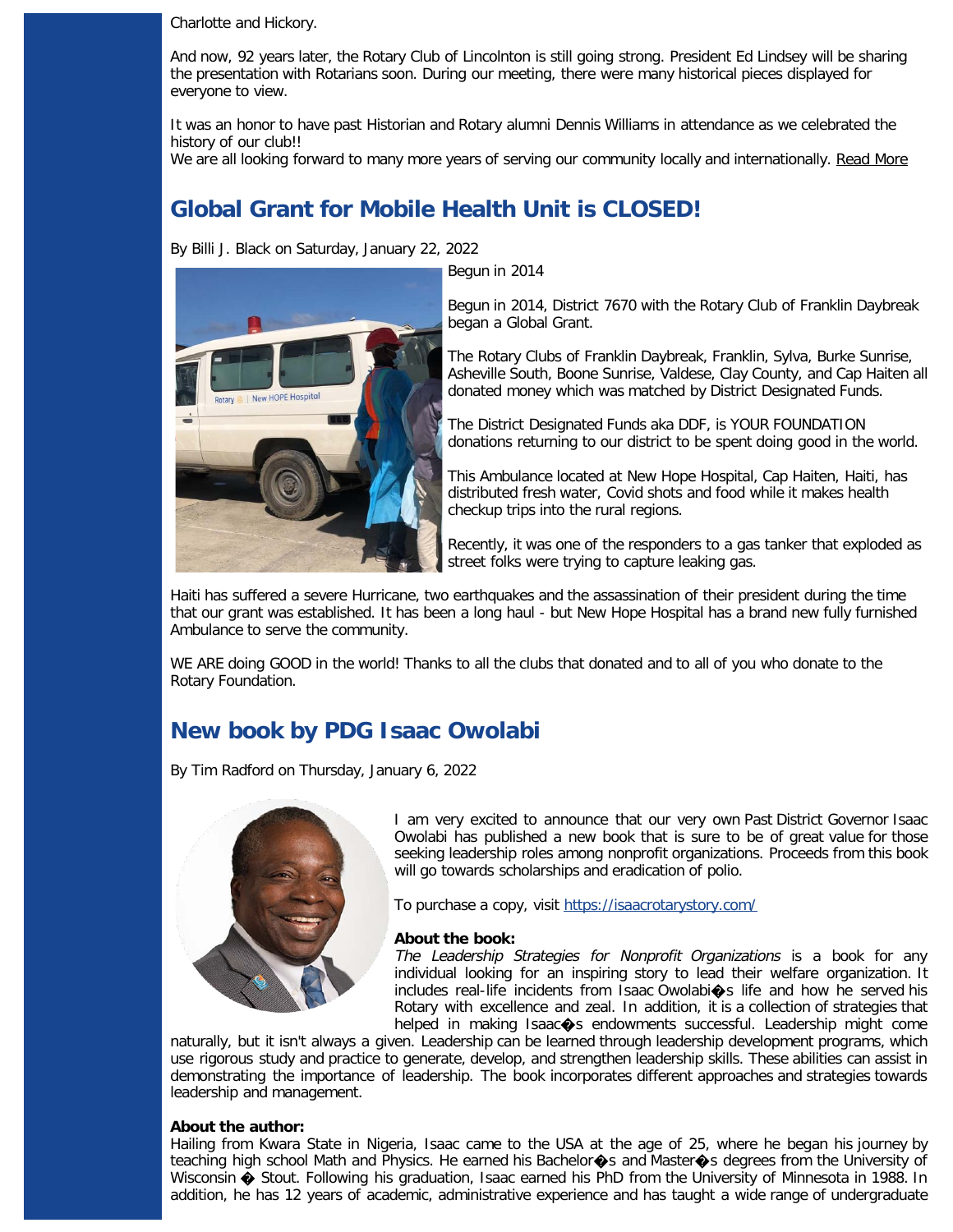Charlotte and Hickory.

And now, 92 years later, the Rotary Club of Lincolnton is still going strong. President Ed Lindsey will be sharing the presentation with Rotarians soon. During our meeting, there were many historical pieces displayed for everyone to view.

It was an honor to have past Historian and Rotary alumni Dennis Williams in attendance as we celebrated the history of our club!!

We are all looking forward to many more years of serving our community locally and internationally. Read More

## Global Grant for Mobile Health Unit is CLOSED!

By Billi J. Black on Saturday, January 22, 2022

Begun in 2014

Begun in 2014, District 7670 with the Rotary Club of Franklin Daybreak began a Global Grant.

The Rotary Clubs of Franklin Daybreak, Franklin, Sylva, Burke Sunrise, Asheville South, Boone Sunrise, Valdese, Clay County, and Cap Haiten all donated money which was matched by District Designated Funds.

The District Designated Funds aka DDF, is YOUR FOUNDATION donations returning to our district to be spent doing good in the world.

This Ambulance located at New Hope Hospital, Cap Haiten, Haiti, has distributed fresh water, Covid shots and food while it makes health checkup trips into the rural regions.

Recently, it was one of the responders to a gas tanker that exploded as street folks were trying to capture leaking gas.

Haiti has suffered a severe Hurricane, two earthquakes and the assassination of their president during the time that our grant was established. It has been a long haul - but New Hope Hospital has a brand new fully furnished Ambulance to serve the community.

WE ARE doing GOOD in the world! Thanks to all the clubs that donated and to all of you who donate to the Rotary Foundation.

## New book by PDG Isaac Owolabi

By Tim Radford on Thursday, January 6, 2022

I am very excited to announce that our very own Past District Governor Isaac Owolabi has published a new book that is sure to be of great value for those seeking leadership roles among nonprofit organizations. Proceeds from this book will go towards scholarships and eradication of polio.

To purchase a copy, visit https://isaacrotarystory.com/

**About the book:**
*The Leadership Strategies for Nonprofit Organizations* is a book for any individual looking for an inspiring story to lead their welfare organization. It includes real-life incidents from Isaac Owolabi�s life and how he served his Rotary with excellence and zeal. In addition, it is a collection of strategies that helped in making Isaac�s endowments successful. Leadership might come naturally, but it isn't always a given. Leadership can be learned through leadership development programs, which use rigorous study and practice to generate, develop, and strengthen leadership skills. These abilities can assist in demonstrating the importance of leadership. The book incorporates different approaches and strategies towards leadership and management.

**About the author:**
Hailing from Kwara State in Nigeria, Isaac came to the USA at the age of 25, where he began his journey by teaching high school Math and Physics. He earned his Bachelor�s and Master�s degrees from the University of Wisconsin � Stout. Following his graduation, Isaac earned his PhD from the University of Minnesota in 1988. In addition, he has 12 years of academic, administrative experience and has taught a wide range of undergraduate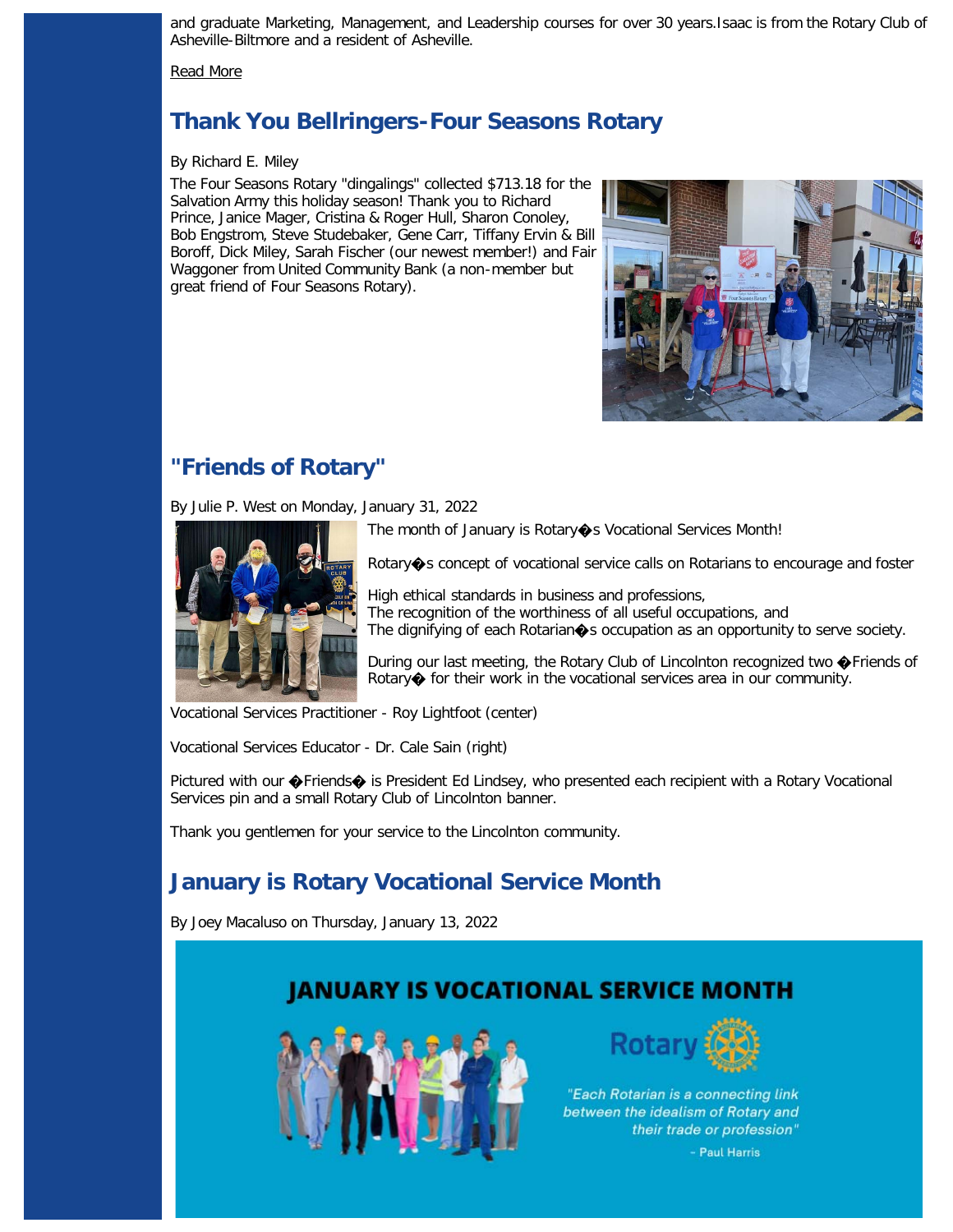and graduate Marketing, Management, and Leadership courses for over 30 years.Isaac is from the Rotary Club of Asheville-Biltmore and a resident of Asheville.

Read More

## Thank You Bellringers-Four Seasons Rotary

By Richard E. Miley

The Four Seasons Rotary "dingalings" collected $713.18 for the Salvation Army this holiday season! Thank you to Richard Prince, Janice Mager, Cristina & Roger Hull, Sharon Conoley, Bob Engstrom, Steve Studebaker, Gene Carr, Tiffany Ervin & Bill Boroff, Dick Miley, Sarah Fischer (our newest member!) and Fair Waggoner from United Community Bank (a non-member but great friend of Four Seasons Rotary).

## "Friends of Rotary"

By Julie P. West on Monday, January 31, 2022

The month of January is Rotary�s Vocational Services Month!

Rotary�s concept of vocational service calls on Rotarians to encourage and foster

- High ethical standards in business and professions,
- The recognition of the worthiness of all useful occupations, and
- The dignifying of each Rotarian�s occupation as an opportunity to serve society.

During our last meeting, the Rotary Club of Lincolnton recognized two �Friends of Rotary� for their work in the vocational services area in our community.

Vocational Services Practitioner - Roy Lightfoot (center)

Vocational Services Educator - Dr. Cale Sain (right)

Pictured with our �Friends� is President Ed Lindsey, who presented each recipient with a Rotary Vocational Services pin and a small Rotary Club of Lincolnton banner.

Thank you gentlemen for your service to the Lincolnton community.

## January is Rotary Vocational Service Month

By Joey Macaluso on Thursday, January 13, 2022

JANUARY IS VOCATIONAL SERVICE MONTH

Rotary

"Each Rotarian is a connecting link between the idealism of Rotary and their trade or profession"

- Paul Harris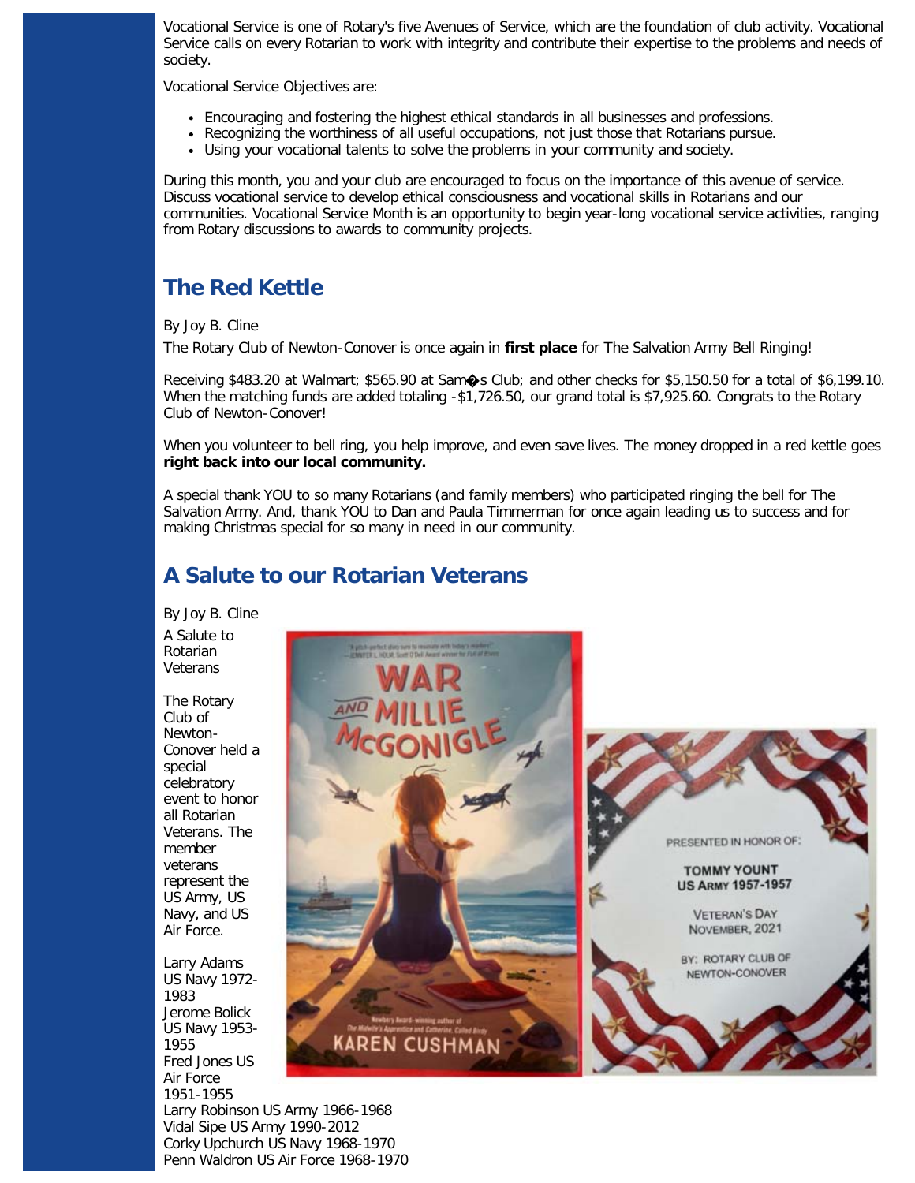Vocational Service is one of Rotary's five Avenues of Service, which are the foundation of club activity. Vocational Service calls on every Rotarian to work with integrity and contribute their expertise to the problems and needs of society.

Vocational Service Objectives are:

- Encouraging and fostering the highest ethical standards in all businesses and professions.
- Recognizing the worthiness of all useful occupations, not just those that Rotarians pursue.
- Using your vocational talents to solve the problems in your community and society.

During this month, you and your club are encouraged to focus on the importance of this avenue of service. Discuss vocational service to develop ethical consciousness and vocational skills in Rotarians and our communities. Vocational Service Month is an opportunity to begin year-long vocational service activities, ranging from Rotary discussions to awards to community projects.

## The Red Kettle

By Joy B. Cline

The Rotary Club of Newton-Conover is once again in **first place** for The Salvation Army Bell Ringing!

Receiving $483.20 at Walmart; $565.90 at Sam�s Club; and other checks for $5,150.50 for a total of $6,199.10. When the matching funds are added totaling -$1,726.50, our grand total is $7,925.60. Congrats to the Rotary Club of Newton-Conover!

When you volunteer to bell ring, you help improve, and even save lives. The money dropped in a red kettle goes **right back into our local community.**

A special thank YOU to so many Rotarians (and family members) who participated ringing the bell for The Salvation Army. And, thank YOU to Dan and Paula Timmerman for once again leading us to success and for making Christmas special for so many in need in our community.

## A Salute to our Rotarian Veterans

By Joy B. Cline

A Salute to Rotarian Veterans

The Rotary Club of Newton-Conover held a special celebratory event to honor all Rotarian Veterans. The member veterans represent the US Army, US Navy, and US Air Force.

Larry Adams US Navy 1972-1983
Jerome Bolick US Navy 1953-1955
Fred Jones US Air Force 1951-1955
Larry Robinson US Army 1966-1968
Vidal Sipe US Army 1990-2012
Corky Upchurch US Navy 1968-1970
Penn Waldron US Air Force 1968-1970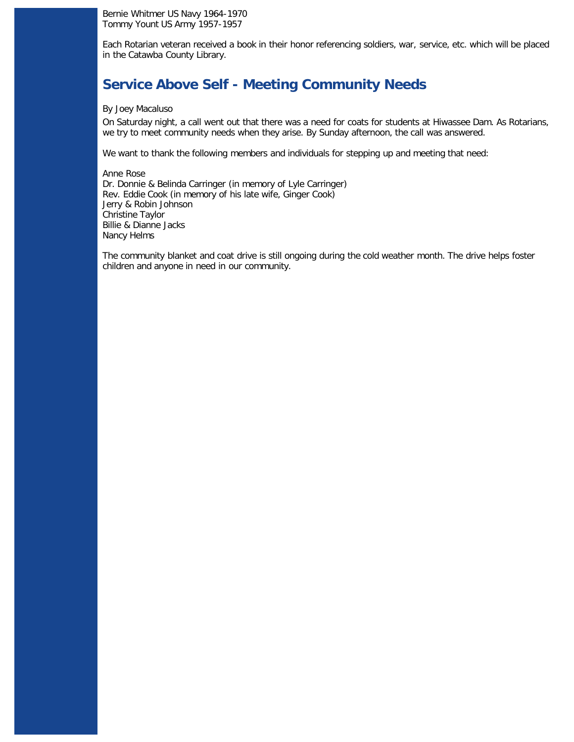Bernie Whitmer US Navy 1964-1970
Tommy Yount US Army 1957-1957

Each Rotarian veteran received a book in their honor referencing soldiers, war, service, etc. which will be placed in the Catawba County Library.

## Service Above Self - Meeting Community Needs

By Joey Macaluso

On Saturday night, a call went out that there was a need for coats for students at Hiwassee Dam. As Rotarians, we try to meet community needs when they arise. By Sunday afternoon, the call was answered.

We want to thank the following members and individuals for stepping up and meeting that need:

Anne Rose
Dr. Donnie & Belinda Carringer (in memory of Lyle Carringer)
Rev. Eddie Cook (in memory of his late wife, Ginger Cook)
Jerry & Robin Johnson
Christine Taylor
Billie & Dianne Jacks
Nancy Helms

The community blanket and coat drive is still ongoing during the cold weather month. The drive helps foster children and anyone in need in our community.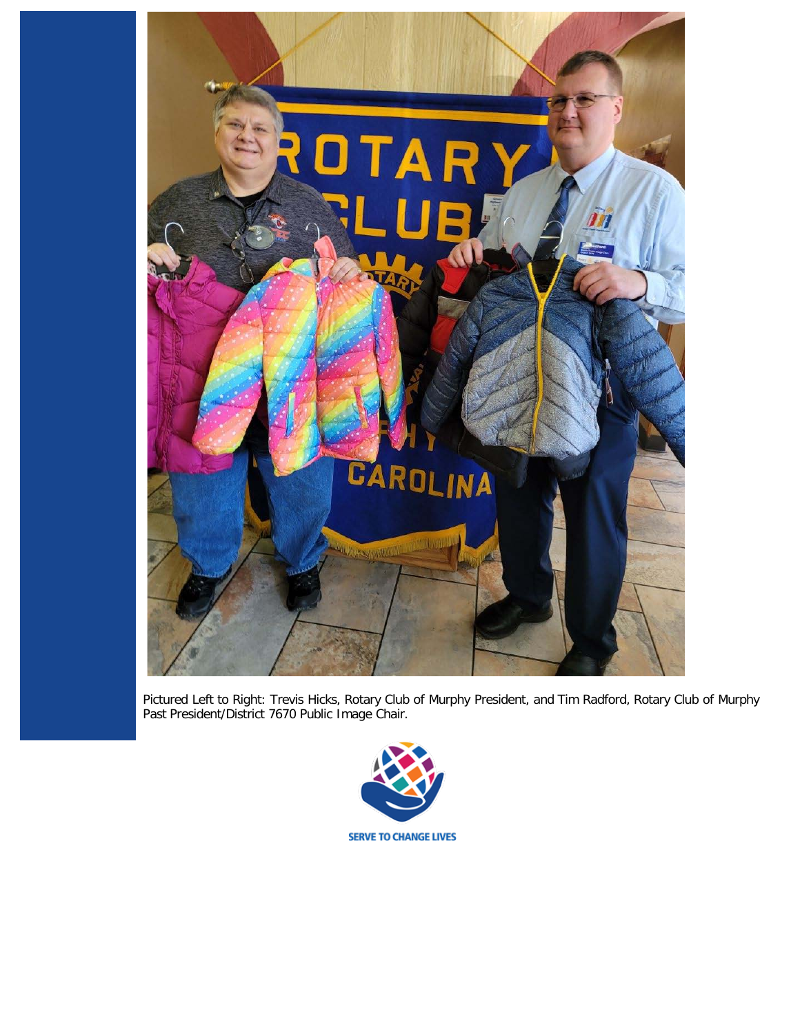Pictured Left to Right: Trevis Hicks, Rotary Club of Murphy President, and Tim Radford, Rotary Club of Murphy Past President/District 7670 Public Image Chair.

SERVE TO CHANGE LIVES